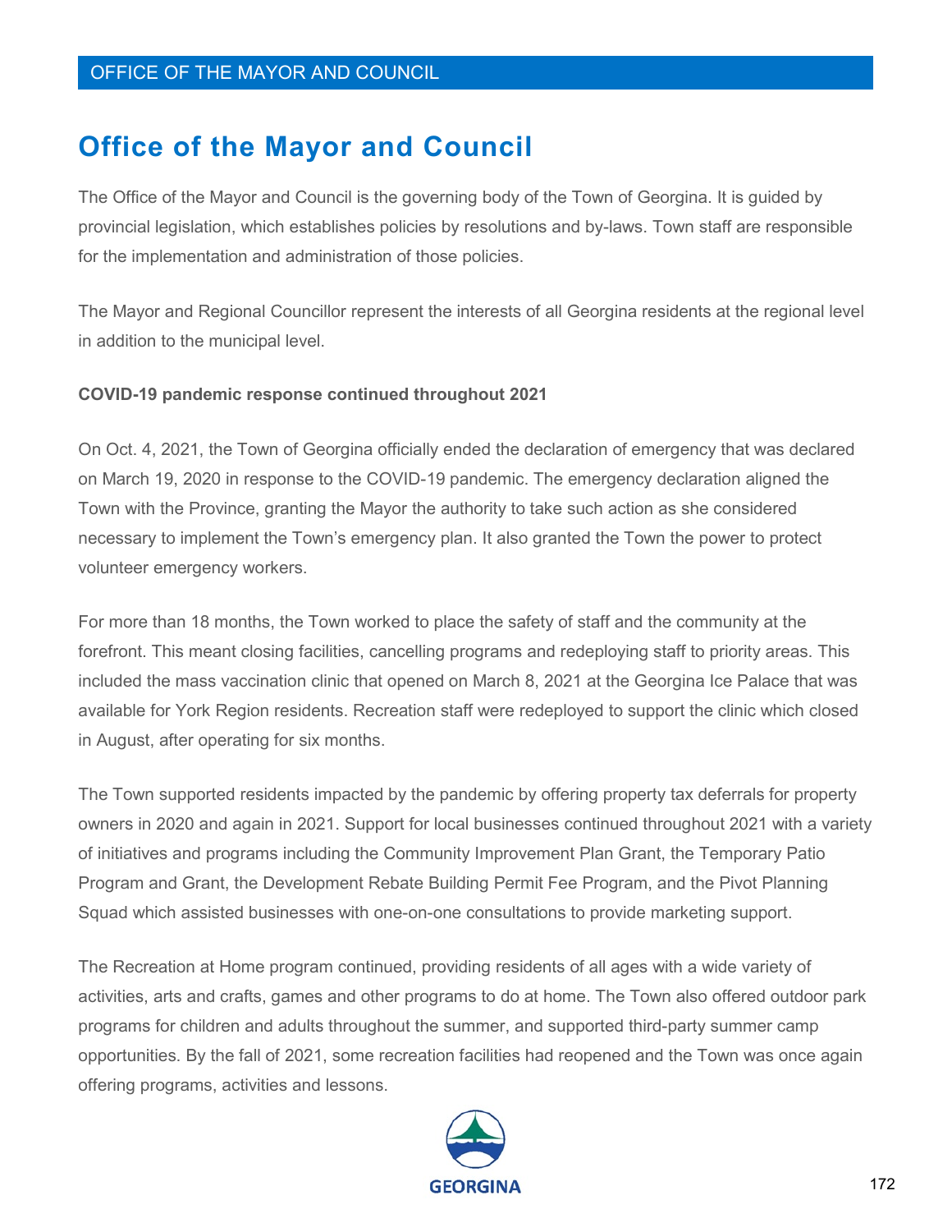# Office of the Mayor and Council

The Office of the Mayor and Council is the governing body of the Town of Georgina. It is guided by provincial legislation, which establishes policies by resolutions and by-laws. Town staff are responsible for the implementation and administration of those policies.

The Mayor and Regional Councillor represent the interests of all Georgina residents at the regional level in addition to the municipal level.

**COVID-19 pandemic response continued throughout 2021**

On Oct. 4, 2021, the Town of Georgina officially ended the declaration of emergency that was declared on March 19, 2020 in response to the COVID-19 pandemic. The emergency declaration aligned the Town with the Province, granting the Mayor the authority to take such action as she considered necessary to implement the Town's emergency plan. It also granted the Town the power to protect volunteer emergency workers.

For more than 18 months, the Town worked to place the safety of staff and the community at the forefront. This meant closing facilities, cancelling programs and redeploying staff to priority areas. This included the mass vaccination clinic that opened on March 8, 2021 at the Georgina Ice Palace that was available for York Region residents. Recreation staff were redeployed to support the clinic which closed in August, after operating for six months.

The Town supported residents impacted by the pandemic by offering property tax deferrals for property owners in 2020 and again in 2021. Support for local businesses continued throughout 2021 with a variety of initiatives and programs including the Community Improvement Plan Grant, the Temporary Patio Program and Grant, the Development Rebate Building Permit Fee Program, and the Pivot Planning Squad which assisted businesses with one-on-one consultations to provide marketing support.

The Recreation at Home program continued, providing residents of all ages with a wide variety of activities, arts and crafts, games and other programs to do at home. The Town also offered outdoor park programs for children and adults throughout the summer, and supported third-party summer camp opportunities. By the fall of 2021, some recreation facilities had reopened and the Town was once again offering programs, activities and lessons.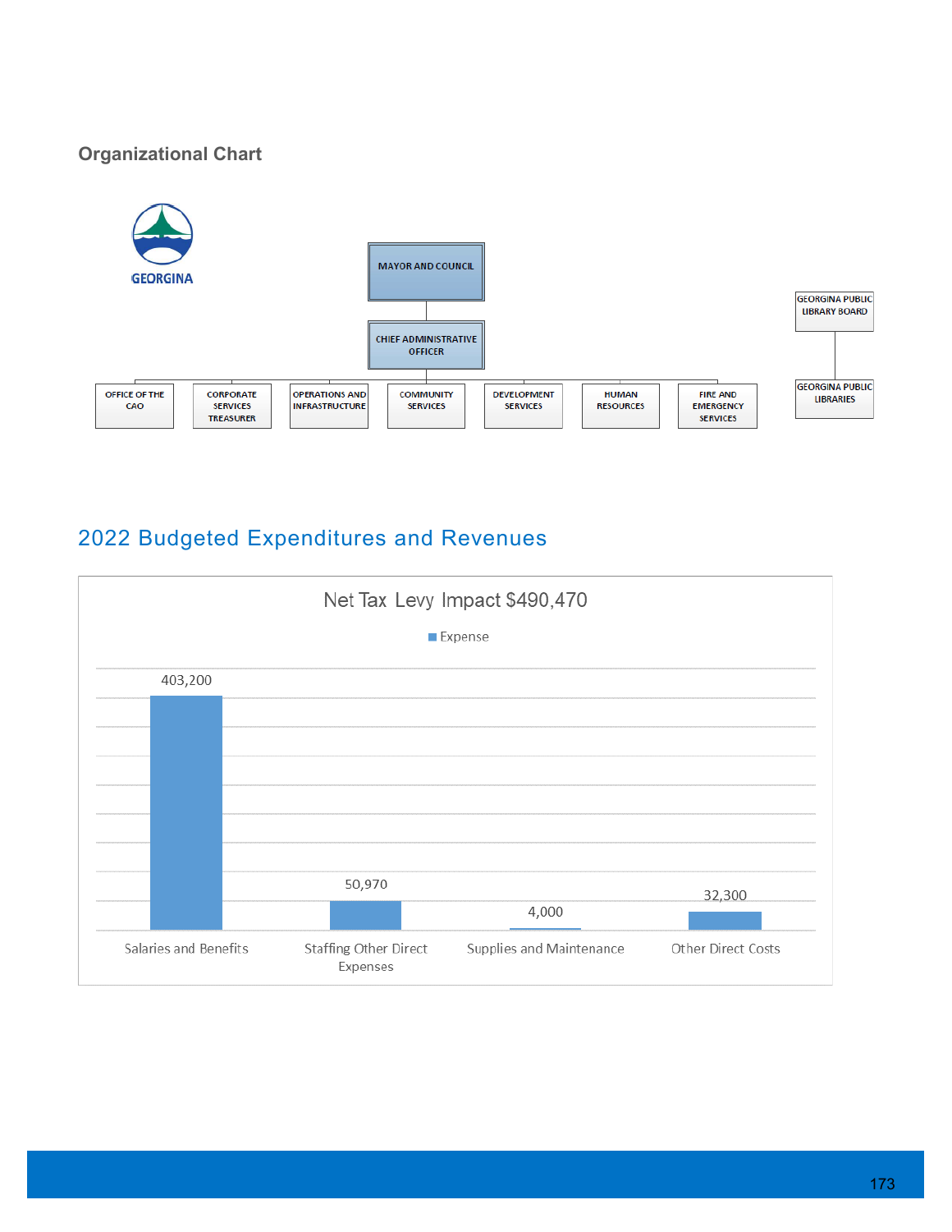## Organizational Chart

GEORGINA

- MAYOR AND COUNCIL
  - CHIEF ADMINISTRATIVE OFFICER
    - OFFICE OF THE CAO
    - CORPORATE SERVICES TREASURER
    - OPERATIONS AND INFRASTRUCTURE
    - COMMUNITY SERVICES
    - DEVELOPMENT SERVICES
    - HUMAN RESOURCES
    - FIRE AND EMERGENCY SERVICES

- GEORGINA PUBLIC LIBRARY BOARD
  - GEORGINA PUBLIC LIBRARIES

## 2022 Budgeted Expenditures and Revenues

**Net Tax Levy Impact $490,470**

| Category | Expense |
|---|---|
| Salaries and Benefits | 403,200 |
| Staffing Other Direct Expenses | 50,970 |
| Supplies and Maintenance | 4,000 |
| Other Direct Costs | 32,300 |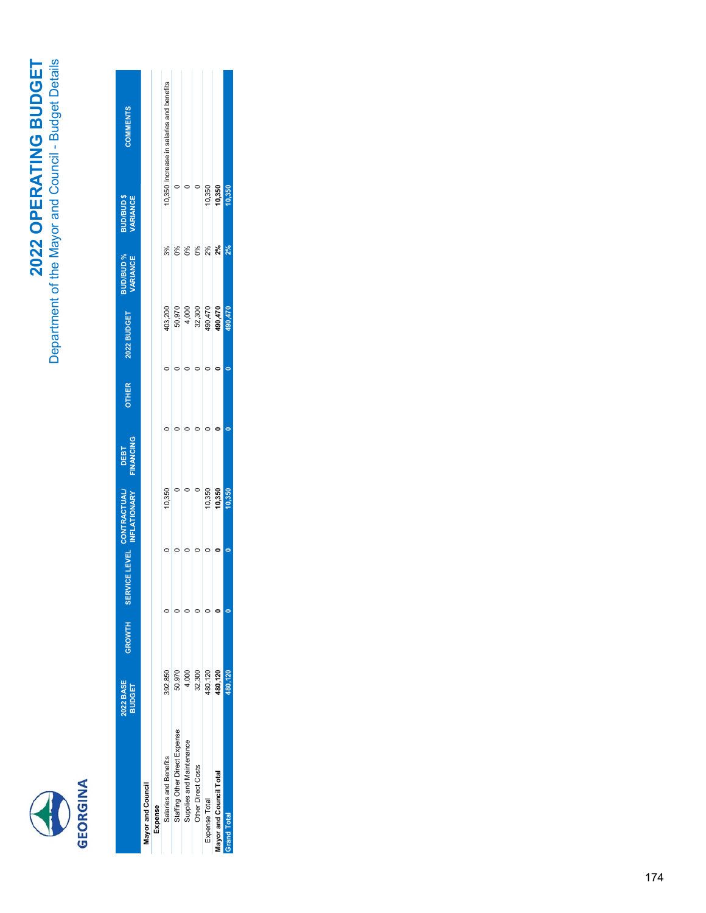# 2022 OPERATING BUDGET

## Department of the Mayor and Council - Budget Details

| | 2022 BASE BUDGET | GROWTH | SERVICE LEVEL | CONTRACTUAL/ INFLATIONARY | DEBT FINANCING | OTHER | 2022 BUDGET | BUD/BUD % VARIANCE | BUD/BUD $ VARIANCE | COMMENTS |
|---|---|---|---|---|---|---|---|---|---|---|
| **Mayor and Council** | | | | | | | | | | |
| **Expense** | | | | | | | | | | |
| Salaries and Benefits | 392,850 | 0 | 0 | 10,350 | 0 | 0 | 403,200 | 3% | 10,350 | Increase in salaries and benefits |
| Staffing Other Direct Expense | 50,970 | 0 | 0 | 0 | 0 | 0 | 50,970 | 0% | 0 | |
| Supplies and Maintenance | 4,000 | 0 | 0 | 0 | 0 | 0 | 4,000 | 0% | 0 | |
| Other Direct Costs | 32,300 | 0 | 0 | 0 | 0 | 0 | 32,300 | 0% | 0 | |
| Expense Total | 480,120 | 0 | 0 | 10,350 | 0 | 0 | 490,470 | 2% | 10,350 | |
| **Mayor and Council Total** | **480,120** | **0** | **0** | **10,350** | **0** | **0** | **490,470** | **2%** | **10,350** | |
| **Grand Total** | **480,120** | **0** | **0** | **10,350** | **0** | **0** | **490,470** | **2%** | **10,350** | |